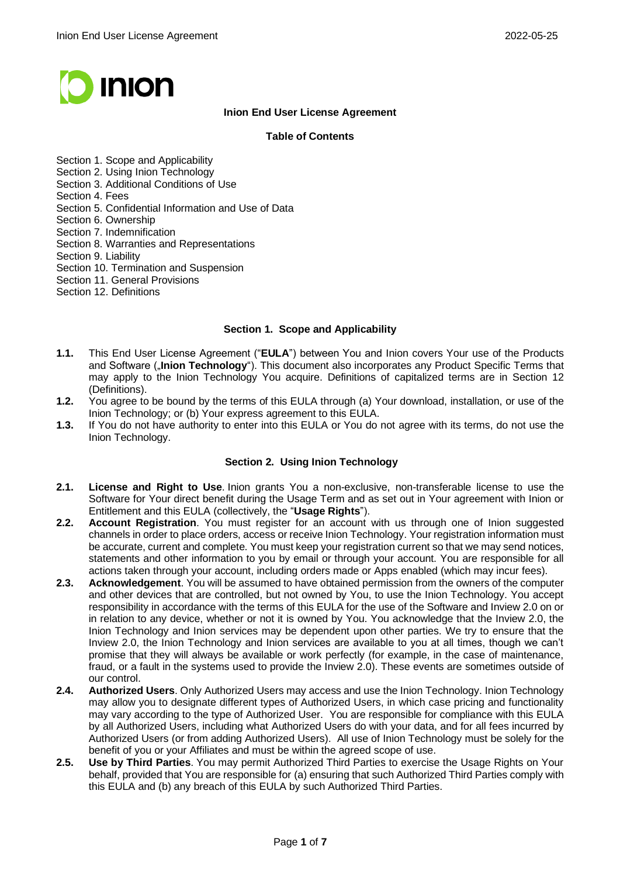# Inion End User License Agreement

**Table of Contents**

Section 1. Scope and Applicability
Section 2. Using Inion Technology
Section 3. Additional Conditions of Use
Section 4. Fees
Section 5. Confidential Information and Use of Data
Section 6. Ownership
Section 7. Indemnification
Section 8. Warranties and Representations
Section 9. Liability
Section 10. Termination and Suspension
Section 11. General Provisions
Section 12. Definitions

## Section 1. Scope and Applicability

**1.1.** This End User License Agreement ("**EULA**") between You and Inion covers Your use of the Products and Software („**Inion Technology**"). This document also incorporates any Product Specific Terms that may apply to the Inion Technology You acquire. Definitions of capitalized terms are in Section 12 (Definitions).

**1.2.** You agree to be bound by the terms of this EULA through (a) Your download, installation, or use of the Inion Technology; or (b) Your express agreement to this EULA.

**1.3.** If You do not have authority to enter into this EULA or You do not agree with its terms, do not use the Inion Technology.

## Section 2. Using Inion Technology

**2.1.** **License and Right to Use**. Inion grants You a non-exclusive, non-transferable license to use the Software for Your direct benefit during the Usage Term and as set out in Your agreement with Inion or Entitlement and this EULA (collectively, the "**Usage Rights**").

**2.2.** **Account Registration**. You must register for an account with us through one of Inion suggested channels in order to place orders, access or receive Inion Technology. Your registration information must be accurate, current and complete. You must keep your registration current so that we may send notices, statements and other information to you by email or through your account. You are responsible for all actions taken through your account, including orders made or Apps enabled (which may incur fees).

**2.3.** **Acknowledgement**. You will be assumed to have obtained permission from the owners of the computer and other devices that are controlled, but not owned by You, to use the Inion Technology. You accept responsibility in accordance with the terms of this EULA for the use of the Software and Inview 2.0 on or in relation to any device, whether or not it is owned by You. You acknowledge that the Inview 2.0, the Inion Technology and Inion services may be dependent upon other parties. We try to ensure that the Inview 2.0, the Inion Technology and Inion services are available to you at all times, though we can't promise that they will always be available or work perfectly (for example, in the case of maintenance, fraud, or a fault in the systems used to provide the Inview 2.0). These events are sometimes outside of our control.

**2.4.** **Authorized Users**. Only Authorized Users may access and use the Inion Technology. Inion Technology may allow you to designate different types of Authorized Users, in which case pricing and functionality may vary according to the type of Authorized User. You are responsible for compliance with this EULA by all Authorized Users, including what Authorized Users do with your data, and for all fees incurred by Authorized Users (or from adding Authorized Users). All use of Inion Technology must be solely for the benefit of you or your Affiliates and must be within the agreed scope of use.

**2.5.** **Use by Third Parties**. You may permit Authorized Third Parties to exercise the Usage Rights on Your behalf, provided that You are responsible for (a) ensuring that such Authorized Third Parties comply with this EULA and (b) any breach of this EULA by such Authorized Third Parties.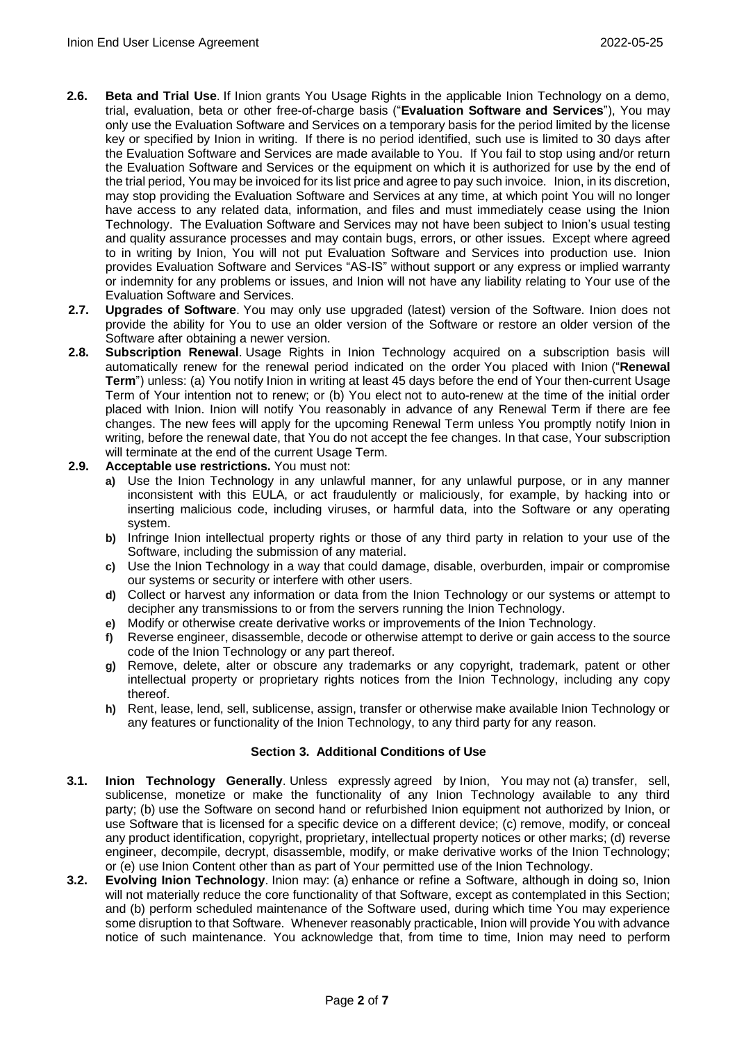**2.6. Beta and Trial Use**. If Inion grants You Usage Rights in the applicable Inion Technology on a demo, trial, evaluation, beta or other free-of-charge basis ("**Evaluation Software and Services**"), You may only use the Evaluation Software and Services on a temporary basis for the period limited by the license key or specified by Inion in writing. If there is no period identified, such use is limited to 30 days after the Evaluation Software and Services are made available to You. If You fail to stop using and/or return the Evaluation Software and Services or the equipment on which it is authorized for use by the end of the trial period, You may be invoiced for its list price and agree to pay such invoice. Inion, in its discretion, may stop providing the Evaluation Software and Services at any time, at which point You will no longer have access to any related data, information, and files and must immediately cease using the Inion Technology. The Evaluation Software and Services may not have been subject to Inion's usual testing and quality assurance processes and may contain bugs, errors, or other issues. Except where agreed to in writing by Inion, You will not put Evaluation Software and Services into production use. Inion provides Evaluation Software and Services "AS-IS" without support or any express or implied warranty or indemnity for any problems or issues, and Inion will not have any liability relating to Your use of the Evaluation Software and Services.

**2.7. Upgrades of Software**. You may only use upgraded (latest) version of the Software. Inion does not provide the ability for You to use an older version of the Software or restore an older version of the Software after obtaining a newer version.

**2.8. Subscription Renewal**. Usage Rights in Inion Technology acquired on a subscription basis will automatically renew for the renewal period indicated on the order You placed with Inion ("**Renewal Term**") unless: (a) You notify Inion in writing at least 45 days before the end of Your then-current Usage Term of Your intention not to renew; or (b) You elect not to auto-renew at the time of the initial order placed with Inion. Inion will notify You reasonably in advance of any Renewal Term if there are fee changes. The new fees will apply for the upcoming Renewal Term unless You promptly notify Inion in writing, before the renewal date, that You do not accept the fee changes. In that case, Your subscription will terminate at the end of the current Usage Term.

**2.9. Acceptable use restrictions.** You must not:

- **a)** Use the Inion Technology in any unlawful manner, for any unlawful purpose, or in any manner inconsistent with this EULA, or act fraudulently or maliciously, for example, by hacking into or inserting malicious code, including viruses, or harmful data, into the Software or any operating system.
- **b)** Infringe Inion intellectual property rights or those of any third party in relation to your use of the Software, including the submission of any material.
- **c)** Use the Inion Technology in a way that could damage, disable, overburden, impair or compromise our systems or security or interfere with other users.
- **d)** Collect or harvest any information or data from the Inion Technology or our systems or attempt to decipher any transmissions to or from the servers running the Inion Technology.
- **e)** Modify or otherwise create derivative works or improvements of the Inion Technology.
- **f)** Reverse engineer, disassemble, decode or otherwise attempt to derive or gain access to the source code of the Inion Technology or any part thereof.
- **g)** Remove, delete, alter or obscure any trademarks or any copyright, trademark, patent or other intellectual property or proprietary rights notices from the Inion Technology, including any copy thereof.
- **h)** Rent, lease, lend, sell, sublicense, assign, transfer or otherwise make available Inion Technology or any features or functionality of the Inion Technology, to any third party for any reason.

## Section 3. Additional Conditions of Use

**3.1. Inion Technology Generally**. Unless expressly agreed by Inion, You may not (a) transfer, sell, sublicense, monetize or make the functionality of any Inion Technology available to any third party; (b) use the Software on second hand or refurbished Inion equipment not authorized by Inion, or use Software that is licensed for a specific device on a different device; (c) remove, modify, or conceal any product identification, copyright, proprietary, intellectual property notices or other marks; (d) reverse engineer, decompile, decrypt, disassemble, modify, or make derivative works of the Inion Technology; or (e) use Inion Content other than as part of Your permitted use of the Inion Technology.

**3.2. Evolving Inion Technology**. Inion may: (a) enhance or refine a Software, although in doing so, Inion will not materially reduce the core functionality of that Software, except as contemplated in this Section; and (b) perform scheduled maintenance of the Software used, during which time You may experience some disruption to that Software. Whenever reasonably practicable, Inion will provide You with advance notice of such maintenance. You acknowledge that, from time to time, Inion may need to perform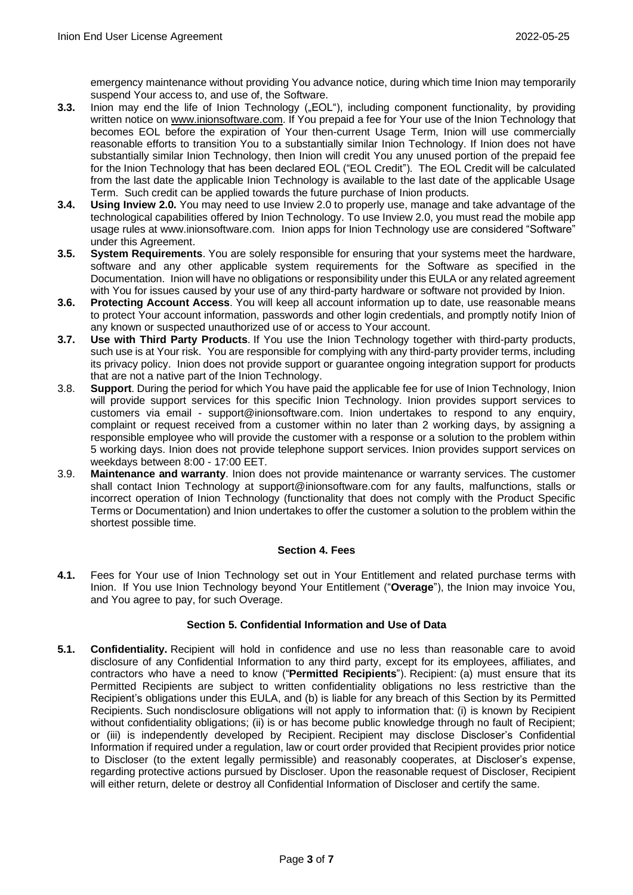emergency maintenance without providing You advance notice, during which time Inion may temporarily suspend Your access to, and use of, the Software.

**3.3.** Inion may end the life of Inion Technology („EOL“), including component functionality, by providing written notice on www.inionsoftware.com. If You prepaid a fee for Your use of the Inion Technology that becomes EOL before the expiration of Your then-current Usage Term, Inion will use commercially reasonable efforts to transition You to a substantially similar Inion Technology. If Inion does not have substantially similar Inion Technology, then Inion will credit You any unused portion of the prepaid fee for the Inion Technology that has been declared EOL ("EOL Credit"). The EOL Credit will be calculated from the last date the applicable Inion Technology is available to the last date of the applicable Usage Term. Such credit can be applied towards the future purchase of Inion products.

**3.4.** **Using Inview 2.0.** You may need to use Inview 2.0 to properly use, manage and take advantage of the technological capabilities offered by Inion Technology. To use Inview 2.0, you must read the mobile app usage rules at www.inionsoftware.com. Inion apps for Inion Technology use are considered "Software" under this Agreement.

**3.5.** **System Requirements**. You are solely responsible for ensuring that your systems meet the hardware, software and any other applicable system requirements for the Software as specified in the Documentation. Inion will have no obligations or responsibility under this EULA or any related agreement with You for issues caused by your use of any third-party hardware or software not provided by Inion.

**3.6.** **Protecting Account Access**. You will keep all account information up to date, use reasonable means to protect Your account information, passwords and other login credentials, and promptly notify Inion of any known or suspected unauthorized use of or access to Your account.

**3.7.** **Use with Third Party Products**. If You use the Inion Technology together with third-party products, such use is at Your risk. You are responsible for complying with any third-party provider terms, including its privacy policy. Inion does not provide support or guarantee ongoing integration support for products that are not a native part of the Inion Technology.

3.8. **Support**. During the period for which You have paid the applicable fee for use of Inion Technology, Inion will provide support services for this specific Inion Technology. Inion provides support services to customers via email - support@inionsoftware.com. Inion undertakes to respond to any enquiry, complaint or request received from a customer within no later than 2 working days, by assigning a responsible employee who will provide the customer with a response or a solution to the problem within 5 working days. Inion does not provide telephone support services. Inion provides support services on weekdays between 8:00 - 17:00 EET.

3.9. **Maintenance and warranty**. Inion does not provide maintenance or warranty services. The customer shall contact Inion Technology at support@inionsoftware.com for any faults, malfunctions, stalls or incorrect operation of Inion Technology (functionality that does not comply with the Product Specific Terms or Documentation) and Inion undertakes to offer the customer a solution to the problem within the shortest possible time.

## Section 4. Fees

**4.1.** Fees for Your use of Inion Technology set out in Your Entitlement and related purchase terms with Inion. If You use Inion Technology beyond Your Entitlement ("**Overage**"), the Inion may invoice You, and You agree to pay, for such Overage.

## Section 5. Confidential Information and Use of Data

**5.1.** **Confidentiality.** Recipient will hold in confidence and use no less than reasonable care to avoid disclosure of any Confidential Information to any third party, except for its employees, affiliates, and contractors who have a need to know ("**Permitted Recipients**"). Recipient: (a) must ensure that its Permitted Recipients are subject to written confidentiality obligations no less restrictive than the Recipient's obligations under this EULA, and (b) is liable for any breach of this Section by its Permitted Recipients. Such nondisclosure obligations will not apply to information that: (i) is known by Recipient without confidentiality obligations; (ii) is or has become public knowledge through no fault of Recipient; or (iii) is independently developed by Recipient. Recipient may disclose Discloser's Confidential Information if required under a regulation, law or court order provided that Recipient provides prior notice to Discloser (to the extent legally permissible) and reasonably cooperates, at Discloser's expense, regarding protective actions pursued by Discloser. Upon the reasonable request of Discloser, Recipient will either return, delete or destroy all Confidential Information of Discloser and certify the same.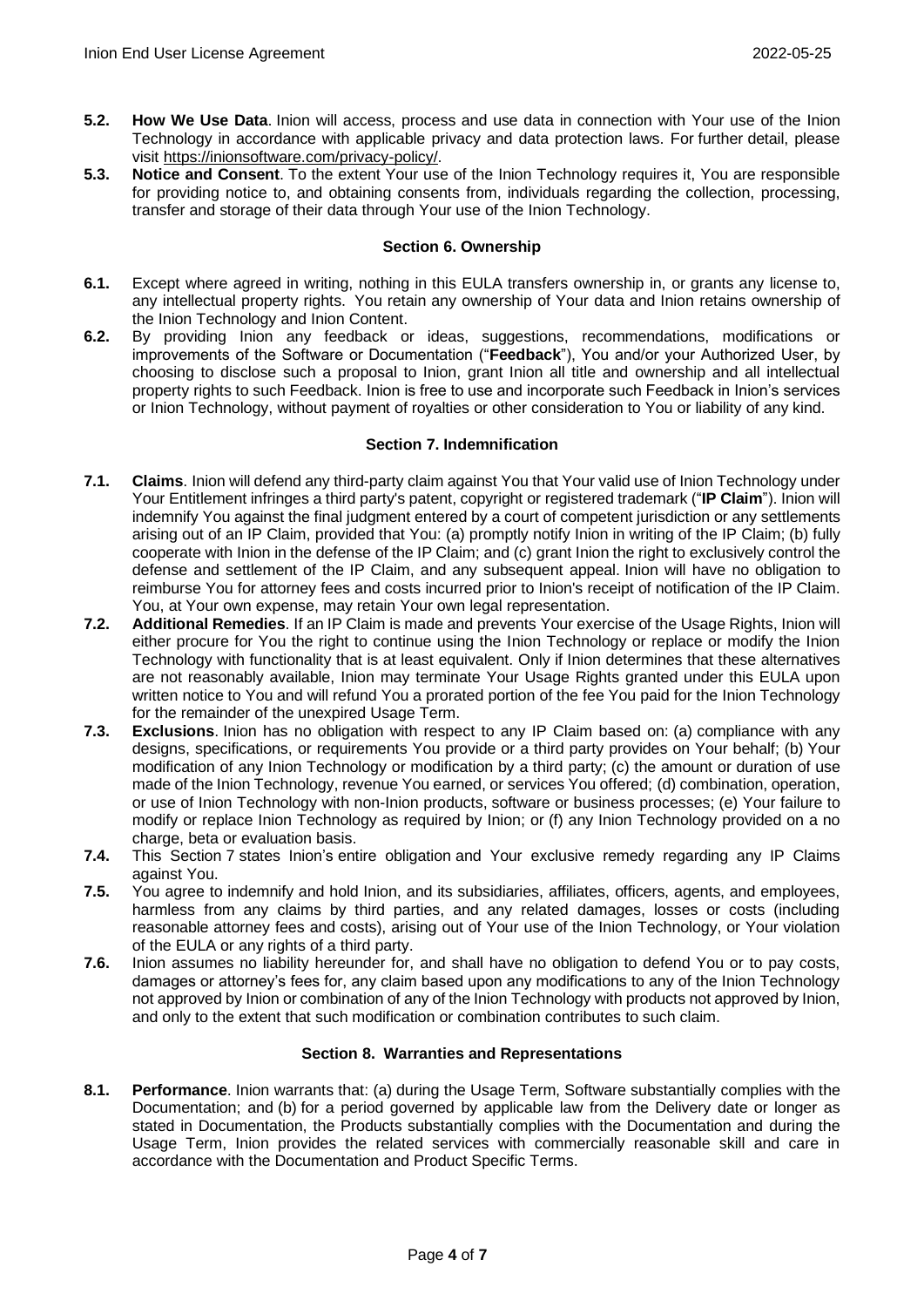**5.2. How We Use Data**. Inion will access, process and use data in connection with Your use of the Inion Technology in accordance with applicable privacy and data protection laws. For further detail, please visit https://inionsoftware.com/privacy-policy/.

**5.3. Notice and Consent**. To the extent Your use of the Inion Technology requires it, You are responsible for providing notice to, and obtaining consents from, individuals regarding the collection, processing, transfer and storage of their data through Your use of the Inion Technology.

## Section 6. Ownership

**6.1.** Except where agreed in writing, nothing in this EULA transfers ownership in, or grants any license to, any intellectual property rights. You retain any ownership of Your data and Inion retains ownership of the Inion Technology and Inion Content.

**6.2.** By providing Inion any feedback or ideas, suggestions, recommendations, modifications or improvements of the Software or Documentation ("**Feedback**"), You and/or your Authorized User, by choosing to disclose such a proposal to Inion, grant Inion all title and ownership and all intellectual property rights to such Feedback. Inion is free to use and incorporate such Feedback in Inion's services or Inion Technology, without payment of royalties or other consideration to You or liability of any kind.

## Section 7. Indemnification

**7.1. Claims**. Inion will defend any third-party claim against You that Your valid use of Inion Technology under Your Entitlement infringes a third party's patent, copyright or registered trademark ("**IP Claim**"). Inion will indemnify You against the final judgment entered by a court of competent jurisdiction or any settlements arising out of an IP Claim, provided that You: (a) promptly notify Inion in writing of the IP Claim; (b) fully cooperate with Inion in the defense of the IP Claim; and (c) grant Inion the right to exclusively control the defense and settlement of the IP Claim, and any subsequent appeal. Inion will have no obligation to reimburse You for attorney fees and costs incurred prior to Inion's receipt of notification of the IP Claim. You, at Your own expense, may retain Your own legal representation.

**7.2. Additional Remedies**. If an IP Claim is made and prevents Your exercise of the Usage Rights, Inion will either procure for You the right to continue using the Inion Technology or replace or modify the Inion Technology with functionality that is at least equivalent. Only if Inion determines that these alternatives are not reasonably available, Inion may terminate Your Usage Rights granted under this EULA upon written notice to You and will refund You a prorated portion of the fee You paid for the Inion Technology for the remainder of the unexpired Usage Term.

**7.3. Exclusions**. Inion has no obligation with respect to any IP Claim based on: (a) compliance with any designs, specifications, or requirements You provide or a third party provides on Your behalf; (b) Your modification of any Inion Technology or modification by a third party; (c) the amount or duration of use made of the Inion Technology, revenue You earned, or services You offered; (d) combination, operation, or use of Inion Technology with non-Inion products, software or business processes; (e) Your failure to modify or replace Inion Technology as required by Inion; or (f) any Inion Technology provided on a no charge, beta or evaluation basis.

**7.4.** This Section 7 states Inion's entire obligation and Your exclusive remedy regarding any IP Claims against You.

**7.5.** You agree to indemnify and hold Inion, and its subsidiaries, affiliates, officers, agents, and employees, harmless from any claims by third parties, and any related damages, losses or costs (including reasonable attorney fees and costs), arising out of Your use of the Inion Technology, or Your violation of the EULA or any rights of a third party.

**7.6.** Inion assumes no liability hereunder for, and shall have no obligation to defend You or to pay costs, damages or attorney's fees for, any claim based upon any modifications to any of the Inion Technology not approved by Inion or combination of any of the Inion Technology with products not approved by Inion, and only to the extent that such modification or combination contributes to such claim.

## Section 8. Warranties and Representations

**8.1. Performance**. Inion warrants that: (a) during the Usage Term, Software substantially complies with the Documentation; and (b) for a period governed by applicable law from the Delivery date or longer as stated in Documentation, the Products substantially complies with the Documentation and during the Usage Term, Inion provides the related services with commercially reasonable skill and care in accordance with the Documentation and Product Specific Terms.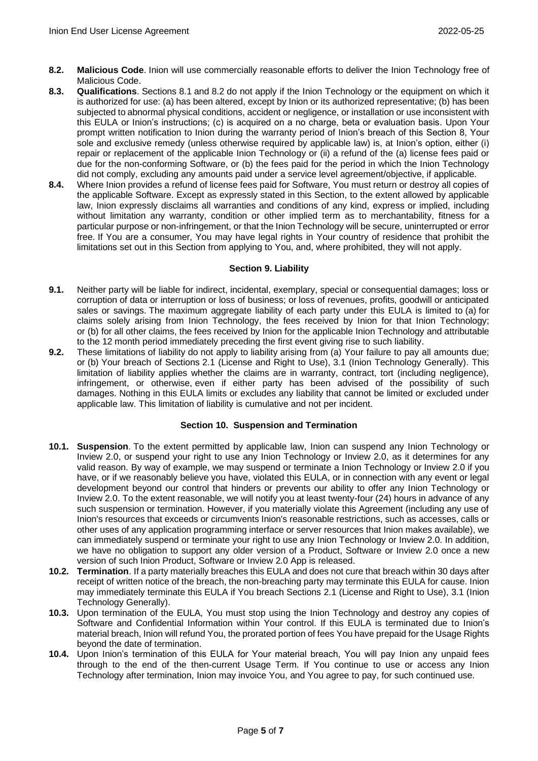**8.2. Malicious Code**. Inion will use commercially reasonable efforts to deliver the Inion Technology free of Malicious Code.

**8.3. Qualifications**. Sections 8.1 and 8.2 do not apply if the Inion Technology or the equipment on which it is authorized for use: (a) has been altered, except by Inion or its authorized representative; (b) has been subjected to abnormal physical conditions, accident or negligence, or installation or use inconsistent with this EULA or Inion's instructions; (c) is acquired on a no charge, beta or evaluation basis. Upon Your prompt written notification to Inion during the warranty period of Inion's breach of this Section 8, Your sole and exclusive remedy (unless otherwise required by applicable law) is, at Inion's option, either (i) repair or replacement of the applicable Inion Technology or (ii) a refund of the (a) license fees paid or due for the non-conforming Software, or (b) the fees paid for the period in which the Inion Technology did not comply, excluding any amounts paid under a service level agreement/objective, if applicable.

**8.4.** Where Inion provides a refund of license fees paid for Software, You must return or destroy all copies of the applicable Software. Except as expressly stated in this Section, to the extent allowed by applicable law, Inion expressly disclaims all warranties and conditions of any kind, express or implied, including without limitation any warranty, condition or other implied term as to merchantability, fitness for a particular purpose or non-infringement, or that the Inion Technology will be secure, uninterrupted or error free. If You are a consumer, You may have legal rights in Your country of residence that prohibit the limitations set out in this Section from applying to You, and, where prohibited, they will not apply.

## Section 9. Liability

**9.1.** Neither party will be liable for indirect, incidental, exemplary, special or consequential damages; loss or corruption of data or interruption or loss of business; or loss of revenues, profits, goodwill or anticipated sales or savings. The maximum aggregate liability of each party under this EULA is limited to (a) for claims solely arising from Inion Technology, the fees received by Inion for that Inion Technology; or (b) for all other claims, the fees received by Inion for the applicable Inion Technology and attributable to the 12 month period immediately preceding the first event giving rise to such liability.

**9.2.** These limitations of liability do not apply to liability arising from (a) Your failure to pay all amounts due; or (b) Your breach of Sections 2.1 (License and Right to Use), 3.1 (Inion Technology Generally). This limitation of liability applies whether the claims are in warranty, contract, tort (including negligence), infringement, or otherwise, even if either party has been advised of the possibility of such damages. Nothing in this EULA limits or excludes any liability that cannot be limited or excluded under applicable law. This limitation of liability is cumulative and not per incident.

## Section 10. Suspension and Termination

**10.1. Suspension**. To the extent permitted by applicable law, Inion can suspend any Inion Technology or Inview 2.0, or suspend your right to use any Inion Technology or Inview 2.0, as it determines for any valid reason. By way of example, we may suspend or terminate a Inion Technology or Inview 2.0 if you have, or if we reasonably believe you have, violated this EULA, or in connection with any event or legal development beyond our control that hinders or prevents our ability to offer any Inion Technology or Inview 2.0. To the extent reasonable, we will notify you at least twenty-four (24) hours in advance of any such suspension or termination. However, if you materially violate this Agreement (including any use of Inion's resources that exceeds or circumvents Inion's reasonable restrictions, such as accesses, calls or other uses of any application programming interface or server resources that Inion makes available), we can immediately suspend or terminate your right to use any Inion Technology or Inview 2.0. In addition, we have no obligation to support any older version of a Product, Software or Inview 2.0 once a new version of such Inion Product, Software or Inview 2.0 App is released.

**10.2. Termination**. If a party materially breaches this EULA and does not cure that breach within 30 days after receipt of written notice of the breach, the non-breaching party may terminate this EULA for cause. Inion may immediately terminate this EULA if You breach Sections 2.1 (License and Right to Use), 3.1 (Inion Technology Generally).

**10.3.** Upon termination of the EULA, You must stop using the Inion Technology and destroy any copies of Software and Confidential Information within Your control. If this EULA is terminated due to Inion's material breach, Inion will refund You, the prorated portion of fees You have prepaid for the Usage Rights beyond the date of termination.

**10.4.** Upon Inion's termination of this EULA for Your material breach, You will pay Inion any unpaid fees through to the end of the then-current Usage Term. If You continue to use or access any Inion Technology after termination, Inion may invoice You, and You agree to pay, for such continued use.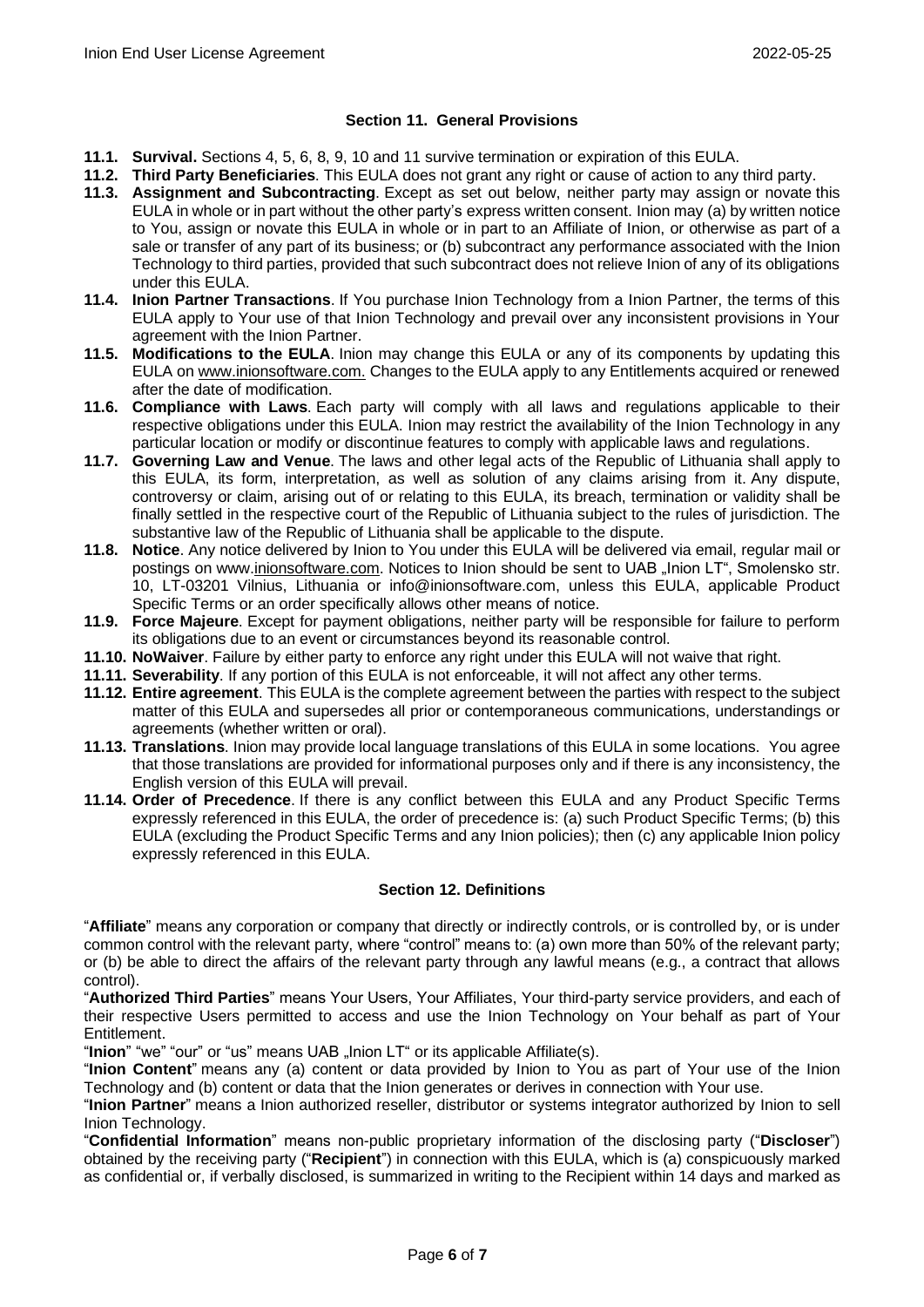## Section 11. General Provisions

- **11.1. Survival.** Sections 4, 5, 6, 8, 9, 10 and 11 survive termination or expiration of this EULA.
- **11.2. Third Party Beneficiaries**. This EULA does not grant any right or cause of action to any third party.
- **11.3. Assignment and Subcontracting**. Except as set out below, neither party may assign or novate this EULA in whole or in part without the other party's express written consent. Inion may (a) by written notice to You, assign or novate this EULA in whole or in part to an Affiliate of Inion, or otherwise as part of a sale or transfer of any part of its business; or (b) subcontract any performance associated with the Inion Technology to third parties, provided that such subcontract does not relieve Inion of any of its obligations under this EULA.
- **11.4. Inion Partner Transactions**. If You purchase Inion Technology from a Inion Partner, the terms of this EULA apply to Your use of that Inion Technology and prevail over any inconsistent provisions in Your agreement with the Inion Partner.
- **11.5. Modifications to the EULA**. Inion may change this EULA or any of its components by updating this EULA on www.inionsoftware.com. Changes to the EULA apply to any Entitlements acquired or renewed after the date of modification.
- **11.6. Compliance with Laws**. Each party will comply with all laws and regulations applicable to their respective obligations under this EULA. Inion may restrict the availability of the Inion Technology in any particular location or modify or discontinue features to comply with applicable laws and regulations.
- **11.7. Governing Law and Venue**. The laws and other legal acts of the Republic of Lithuania shall apply to this EULA, its form, interpretation, as well as solution of any claims arising from it. Any dispute, controversy or claim, arising out of or relating to this EULA, its breach, termination or validity shall be finally settled in the respective court of the Republic of Lithuania subject to the rules of jurisdiction. The substantive law of the Republic of Lithuania shall be applicable to the dispute.
- **11.8. Notice**. Any notice delivered by Inion to You under this EULA will be delivered via email, regular mail or postings on www.inionsoftware.com. Notices to Inion should be sent to UAB „Inion LT", Smolensko str. 10, LT-03201 Vilnius, Lithuania or info@inionsoftware.com, unless this EULA, applicable Product Specific Terms or an order specifically allows other means of notice.
- **11.9. Force Majeure**. Except for payment obligations, neither party will be responsible for failure to perform its obligations due to an event or circumstances beyond its reasonable control.
- **11.10. NoWaiver**. Failure by either party to enforce any right under this EULA will not waive that right.
- **11.11. Severability**. If any portion of this EULA is not enforceable, it will not affect any other terms.
- **11.12. Entire agreement**. This EULA is the complete agreement between the parties with respect to the subject matter of this EULA and supersedes all prior or contemporaneous communications, understandings or agreements (whether written or oral).
- **11.13. Translations**. Inion may provide local language translations of this EULA in some locations. You agree that those translations are provided for informational purposes only and if there is any inconsistency, the English version of this EULA will prevail.
- **11.14. Order of Precedence**. If there is any conflict between this EULA and any Product Specific Terms expressly referenced in this EULA, the order of precedence is: (a) such Product Specific Terms; (b) this EULA (excluding the Product Specific Terms and any Inion policies); then (c) any applicable Inion policy expressly referenced in this EULA.

## Section 12. Definitions

"**Affiliate**" means any corporation or company that directly or indirectly controls, or is controlled by, or is under common control with the relevant party, where "control" means to: (a) own more than 50% of the relevant party; or (b) be able to direct the affairs of the relevant party through any lawful means (e.g., a contract that allows control).

"**Authorized Third Parties**" means Your Users, Your Affiliates, Your third-party service providers, and each of their respective Users permitted to access and use the Inion Technology on Your behalf as part of Your Entitlement.

"**Inion**" "we" "our" or "us" means UAB „Inion LT" or its applicable Affiliate(s).

"**Inion Content**" means any (a) content or data provided by Inion to You as part of Your use of the Inion Technology and (b) content or data that the Inion generates or derives in connection with Your use.

"**Inion Partner**" means a Inion authorized reseller, distributor or systems integrator authorized by Inion to sell Inion Technology.

"**Confidential Information**" means non-public proprietary information of the disclosing party ("**Discloser**") obtained by the receiving party ("**Recipient**") in connection with this EULA, which is (a) conspicuously marked as confidential or, if verbally disclosed, is summarized in writing to the Recipient within 14 days and marked as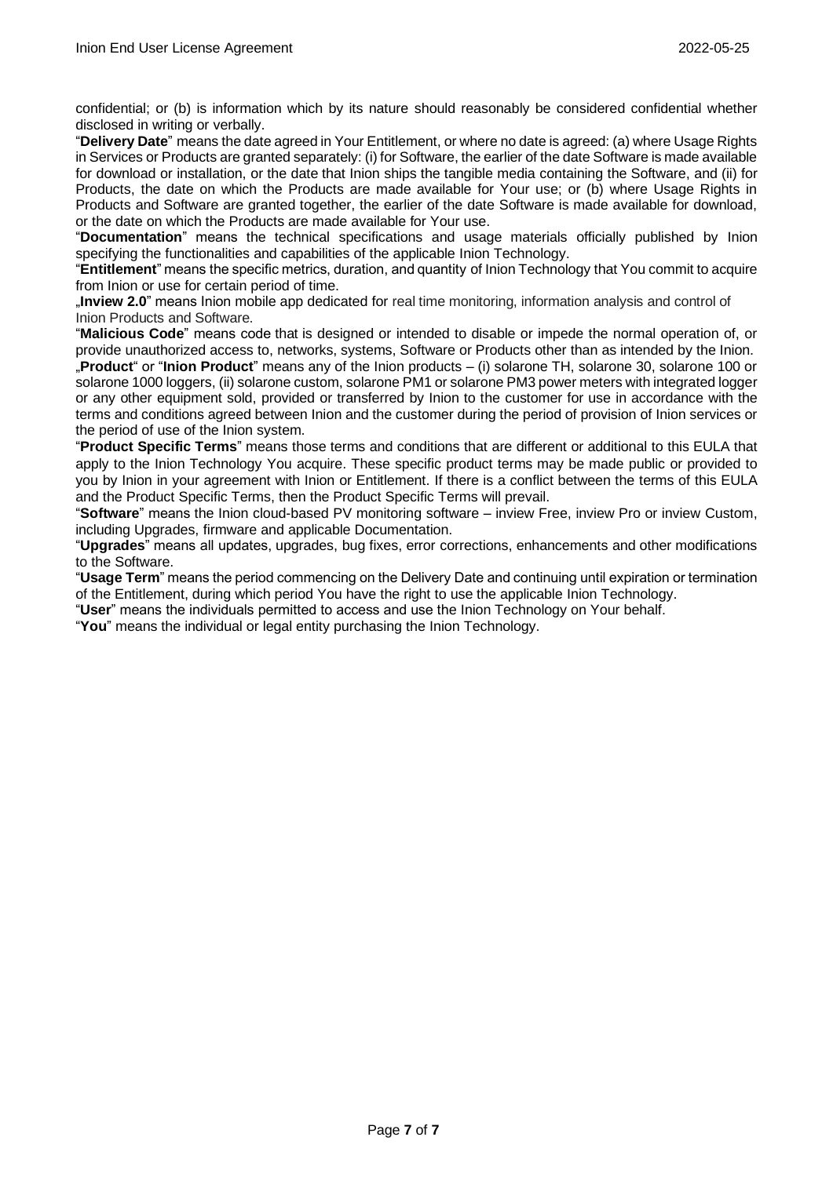confidential; or (b) is information which by its nature should reasonably be considered confidential whether disclosed in writing or verbally.

"**Delivery Date**" means the date agreed in Your Entitlement, or where no date is agreed: (a) where Usage Rights in Services or Products are granted separately: (i) for Software, the earlier of the date Software is made available for download or installation, or the date that Inion ships the tangible media containing the Software, and (ii) for Products, the date on which the Products are made available for Your use; or (b) where Usage Rights in Products and Software are granted together, the earlier of the date Software is made available for download, or the date on which the Products are made available for Your use.

"**Documentation**" means the technical specifications and usage materials officially published by Inion specifying the functionalities and capabilities of the applicable Inion Technology.

"**Entitlement**" means the specific metrics, duration, and quantity of Inion Technology that You commit to acquire from Inion or use for certain period of time.

„**Inview 2.0**" means Inion mobile app dedicated for real time monitoring, information analysis and control of Inion Products and Software.

"**Malicious Code**" means code that is designed or intended to disable or impede the normal operation of, or provide unauthorized access to, networks, systems, Software or Products other than as intended by the Inion.

„**Product**" or "**Inion Product**" means any of the Inion products – (i) solarone TH, solarone 30, solarone 100 or solarone 1000 loggers, (ii) solarone custom, solarone PM1 or solarone PM3 power meters with integrated logger or any other equipment sold, provided or transferred by Inion to the customer for use in accordance with the terms and conditions agreed between Inion and the customer during the period of provision of Inion services or the period of use of the Inion system.

"**Product Specific Terms**" means those terms and conditions that are different or additional to this EULA that apply to the Inion Technology You acquire. These specific product terms may be made public or provided to you by Inion in your agreement with Inion or Entitlement. If there is a conflict between the terms of this EULA and the Product Specific Terms, then the Product Specific Terms will prevail.

"**Software**" means the Inion cloud-based PV monitoring software – inview Free, inview Pro or inview Custom, including Upgrades, firmware and applicable Documentation.

"**Upgrades**" means all updates, upgrades, bug fixes, error corrections, enhancements and other modifications to the Software.

"**Usage Term**" means the period commencing on the Delivery Date and continuing until expiration or termination of the Entitlement, during which period You have the right to use the applicable Inion Technology.

"**User**" means the individuals permitted to access and use the Inion Technology on Your behalf.

"**You**" means the individual or legal entity purchasing the Inion Technology.